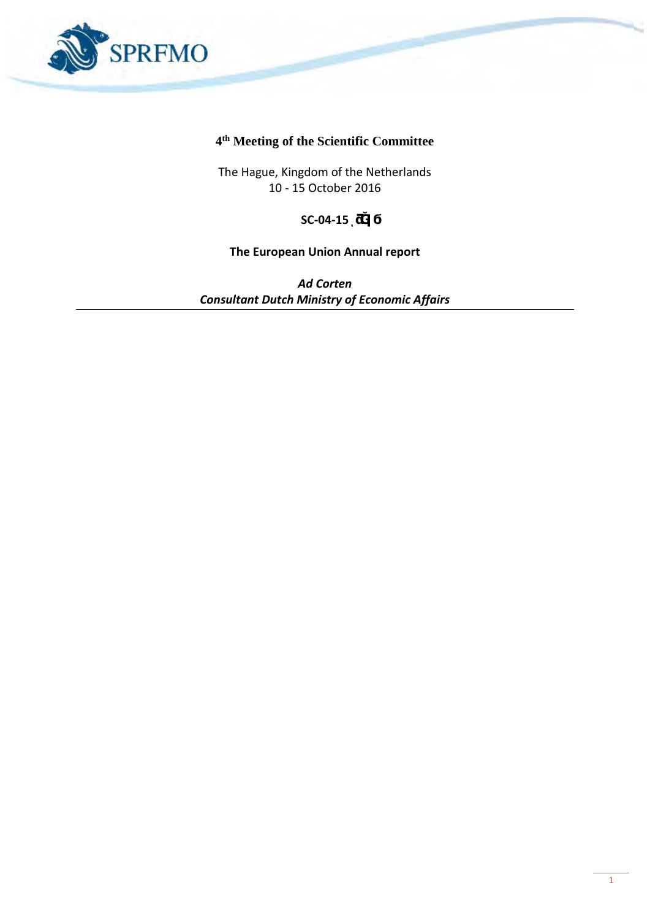**4th Meeting of the Scientific Committee**

The Hague, Kingdom of the Netherlands
10 - 15 October 2016

**SC-04-15 ̦ đǀϭ6**

**The European Union Annual report**

***Ad Corten***
***Consultant Dutch Ministry of Economic Affairs***

---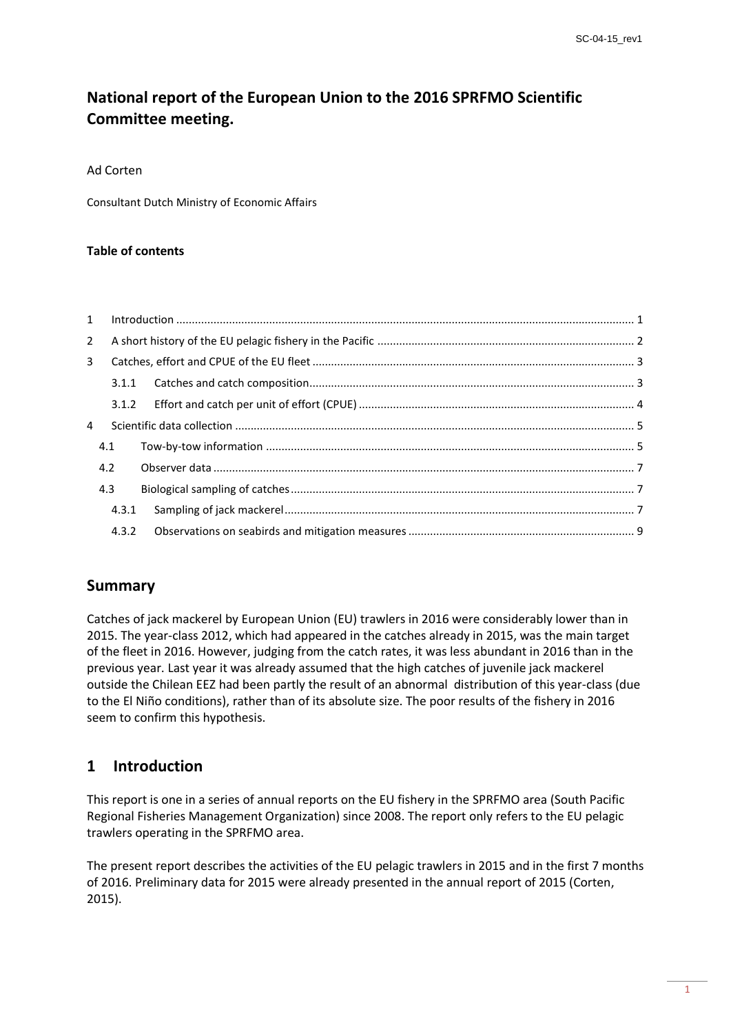# National report of the European Union to the 2016 SPRFMO Scientific Committee meeting.

Ad Corten

Consultant Dutch Ministry of Economic Affairs

**Table of contents**

| | | |
|---|---|---|
| 1 | Introduction | 1 |
| 2 | A short history of the EU pelagic fishery in the Pacific | 2 |
| 3 | Catches, effort and CPUE of the EU fleet | 3 |
| 3.1.1 | Catches and catch composition | 3 |
| 3.1.2 | Effort and catch per unit of effort (CPUE) | 4 |
| 4 | Scientific data collection | 5 |
| 4.1 | Tow-by-tow information | 5 |
| 4.2 | Observer data | 7 |
| 4.3 | Biological sampling of catches | 7 |
| 4.3.1 | Sampling of jack mackerel | 7 |
| 4.3.2 | Observations on seabirds and mitigation measures | 9 |

## Summary

Catches of jack mackerel by European Union (EU) trawlers in 2016 were considerably lower than in 2015. The year-class 2012, which had appeared in the catches already in 2015, was the main target of the fleet in 2016. However, judging from the catch rates, it was less abundant in 2016 than in the previous year. Last year it was already assumed that the high catches of juvenile jack mackerel outside the Chilean EEZ had been partly the result of an abnormal distribution of this year-class (due to the El Niño conditions), rather than of its absolute size. The poor results of the fishery in 2016 seem to confirm this hypothesis.

## 1 Introduction

This report is one in a series of annual reports on the EU fishery in the SPRFMO area (South Pacific Regional Fisheries Management Organization) since 2008. The report only refers to the EU pelagic trawlers operating in the SPRFMO area.

The present report describes the activities of the EU pelagic trawlers in 2015 and in the first 7 months of 2016. Preliminary data for 2015 were already presented in the annual report of 2015 (Corten, 2015).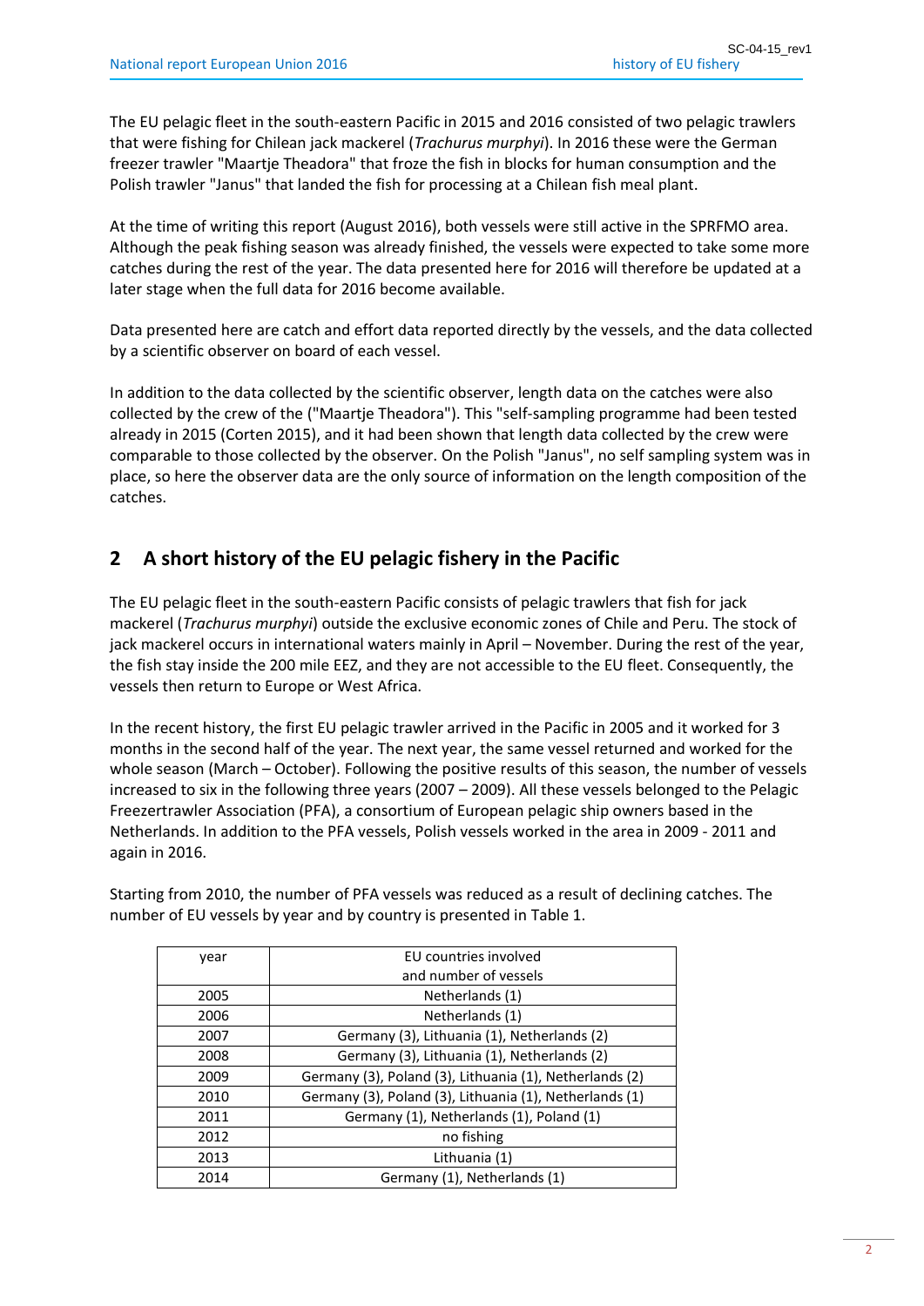The EU pelagic fleet in the south-eastern Pacific in 2015 and 2016 consisted of two pelagic trawlers that were fishing for Chilean jack mackerel (*Trachurus murphyi*). In 2016 these were the German freezer trawler "Maartje Theadora" that froze the fish in blocks for human consumption and the Polish trawler "Janus" that landed the fish for processing at a Chilean fish meal plant.

At the time of writing this report (August 2016), both vessels were still active in the SPRFMO area. Although the peak fishing season was already finished, the vessels were expected to take some more catches during the rest of the year. The data presented here for 2016 will therefore be updated at a later stage when the full data for 2016 become available.

Data presented here are catch and effort data reported directly by the vessels, and the data collected by a scientific observer on board of each vessel.

In addition to the data collected by the scientific observer, length data on the catches were also collected by the crew of the ("Maartje Theadora"). This "self-sampling programme had been tested already in 2015 (Corten 2015), and it had been shown that length data collected by the crew were comparable to those collected by the observer. On the Polish "Janus", no self sampling system was in place, so here the observer data are the only source of information on the length composition of the catches.

## 2 A short history of the EU pelagic fishery in the Pacific

The EU pelagic fleet in the south-eastern Pacific consists of pelagic trawlers that fish for jack mackerel (*Trachurus murphyi*) outside the exclusive economic zones of Chile and Peru. The stock of jack mackerel occurs in international waters mainly in April – November. During the rest of the year, the fish stay inside the 200 mile EEZ, and they are not accessible to the EU fleet. Consequently, the vessels then return to Europe or West Africa.

In the recent history, the first EU pelagic trawler arrived in the Pacific in 2005 and it worked for 3 months in the second half of the year. The next year, the same vessel returned and worked for the whole season (March – October). Following the positive results of this season, the number of vessels increased to six in the following three years (2007 – 2009). All these vessels belonged to the Pelagic Freezertrawler Association (PFA), a consortium of European pelagic ship owners based in the Netherlands. In addition to the PFA vessels, Polish vessels worked in the area in 2009 - 2011 and again in 2016.

Starting from 2010, the number of PFA vessels was reduced as a result of declining catches. The number of EU vessels by year and by country is presented in Table 1.

| year | EU countries involved and number of vessels |
|---|---|
| 2005 | Netherlands (1) |
| 2006 | Netherlands (1) |
| 2007 | Germany (3), Lithuania (1), Netherlands (2) |
| 2008 | Germany (3), Lithuania (1), Netherlands (2) |
| 2009 | Germany (3), Poland (3), Lithuania (1), Netherlands (2) |
| 2010 | Germany (3), Poland (3), Lithuania (1), Netherlands (1) |
| 2011 | Germany (1), Netherlands (1), Poland (1) |
| 2012 | no fishing |
| 2013 | Lithuania (1) |
| 2014 | Germany (1), Netherlands (1) |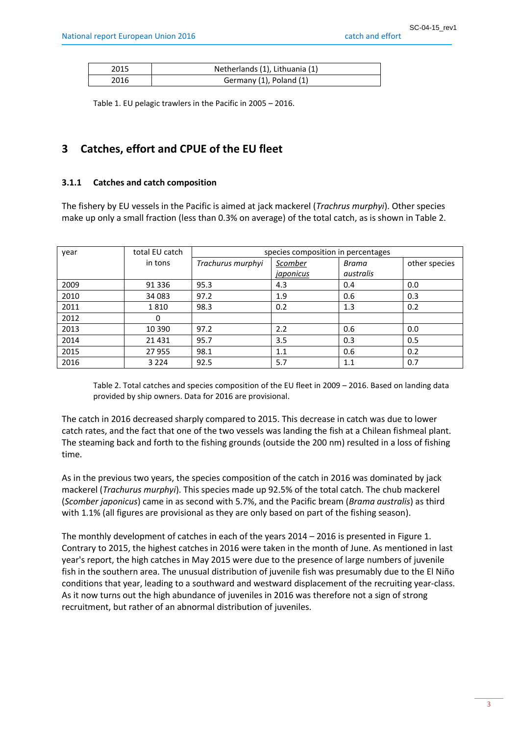| 2015 | Netherlands (1), Lithuania (1) |
| --- | --- |
| 2016 | Germany (1), Poland (1) |

Table 1. EU pelagic trawlers in the Pacific in 2005 – 2016.

## 3 Catches, effort and CPUE of the EU fleet

### 3.1.1 Catches and catch composition

The fishery by EU vessels in the Pacific is aimed at jack mackerel (*Trachrus murphyi*). Other species make up only a small fraction (less than 0.3% on average) of the total catch, as is shown in Table 2.

| year | total EU catch in tons | species composition in percentages | | | |
| --- | --- | --- | --- | --- | --- |
| | | *Trachurus murphyi* | *Scomber japonicus* | *Brama australis* | other species |
| 2009 | 91 336 | 95.3 | 4.3 | 0.4 | 0.0 |
| 2010 | 34 083 | 97.2 | 1.9 | 0.6 | 0.3 |
| 2011 | 1 810 | 98.3 | 0.2 | 1.3 | 0.2 |
| 2012 | 0 | | | | |
| 2013 | 10 390 | 97.2 | 2.2 | 0.6 | 0.0 |
| 2014 | 21 431 | 95.7 | 3.5 | 0.3 | 0.5 |
| 2015 | 27 955 | 98.1 | 1.1 | 0.6 | 0.2 |
| 2016 | 3 224 | 92.5 | 5.7 | 1.1 | 0.7 |

Table 2. Total catches and species composition of the EU fleet in 2009 – 2016. Based on landing data provided by ship owners. Data for 2016 are provisional.

The catch in 2016 decreased sharply compared to 2015. This decrease in catch was due to lower catch rates, and the fact that one of the two vessels was landing the fish at a Chilean fishmeal plant. The steaming back and forth to the fishing grounds (outside the 200 nm) resulted in a loss of fishing time.

As in the previous two years, the species composition of the catch in 2016 was dominated by jack mackerel (*Trachurus murphyi*). This species made up 92.5% of the total catch. The chub mackerel (*Scomber japonicus*) came in as second with 5.7%, and the Pacific bream (*Brama australis*) as third with 1.1% (all figures are provisional as they are only based on part of the fishing season).

The monthly development of catches in each of the years 2014 – 2016 is presented in Figure 1. Contrary to 2015, the highest catches in 2016 were taken in the month of June. As mentioned in last year's report, the high catches in May 2015 were due to the presence of large numbers of juvenile fish in the southern area. The unusual distribution of juvenile fish was presumably due to the El Niño conditions that year, leading to a southward and westward displacement of the recruiting year-class. As it now turns out the high abundance of juveniles in 2016 was therefore not a sign of strong recruitment, but rather of an abnormal distribution of juveniles.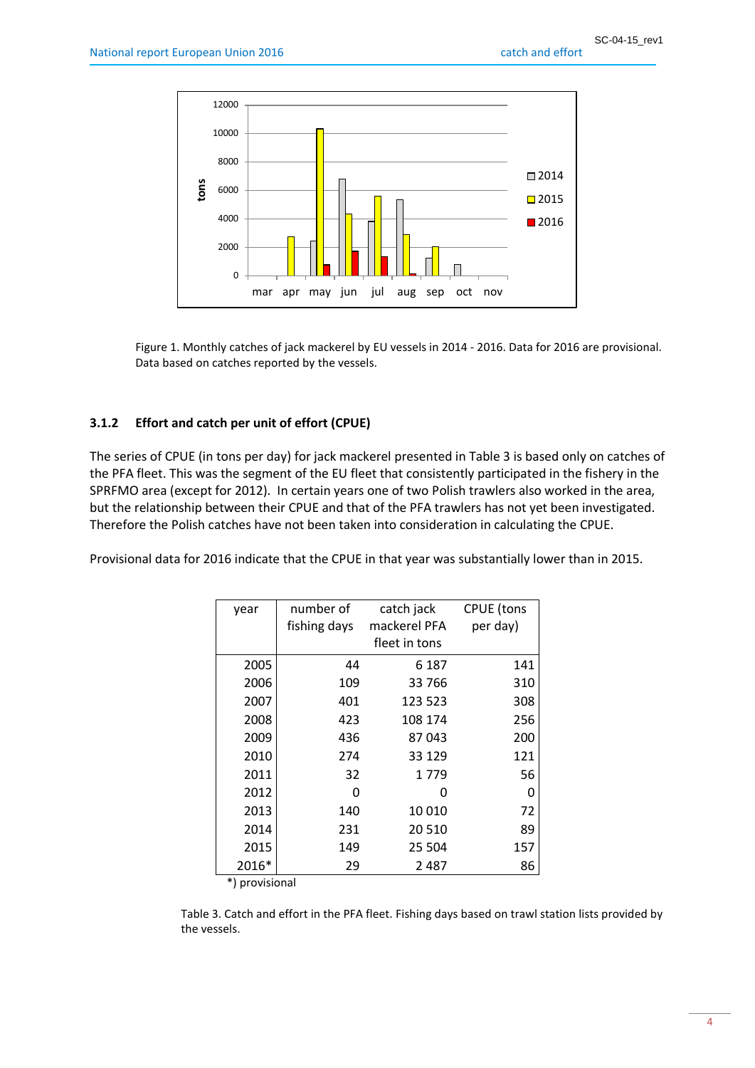Figure 1. Monthly catches of jack mackerel by EU vessels in 2014 - 2016. Data for 2016 are provisional. Data based on catches reported by the vessels.

### 3.1.2 Effort and catch per unit of effort (CPUE)

The series of CPUE (in tons per day) for jack mackerel presented in Table 3 is based only on catches of the PFA fleet. This was the segment of the EU fleet that consistently participated in the fishery in the SPRFMO area (except for 2012). In certain years one of two Polish trawlers also worked in the area, but the relationship between their CPUE and that of the PFA trawlers has not yet been investigated. Therefore the Polish catches have not been taken into consideration in calculating the CPUE.

Provisional data for 2016 indicate that the CPUE in that year was substantially lower than in 2015.

| year | number of fishing days | catch jack mackerel PFA fleet in tons | CPUE (tons per day) |
|---|---|---|---|
| 2005 | 44 | 6 187 | 141 |
| 2006 | 109 | 33 766 | 310 |
| 2007 | 401 | 123 523 | 308 |
| 2008 | 423 | 108 174 | 256 |
| 2009 | 436 | 87 043 | 200 |
| 2010 | 274 | 33 129 | 121 |
| 2011 | 32 | 1 779 | 56 |
| 2012 | 0 | 0 | 0 |
| 2013 | 140 | 10 010 | 72 |
| 2014 | 231 | 20 510 | 89 |
| 2015 | 149 | 25 504 | 157 |
| 2016* | 29 | 2 487 | 86 |

*) provisional

Table 3. Catch and effort in the PFA fleet. Fishing days based on trawl station lists provided by the vessels.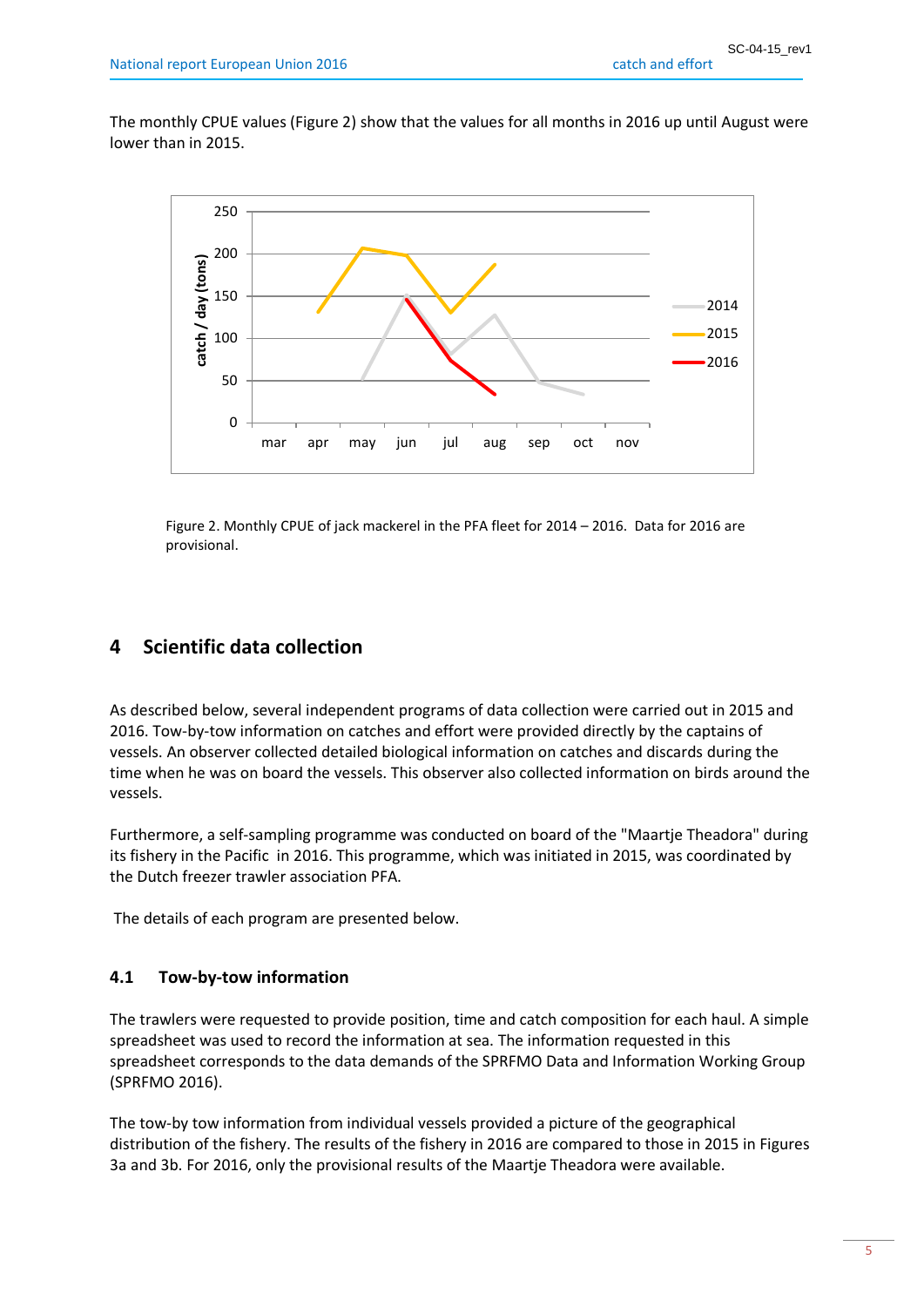The monthly CPUE values (Figure 2) show that the values for all months in 2016 up until August were lower than in 2015.

Figure 2. Monthly CPUE of jack mackerel in the PFA fleet for 2014 – 2016. Data for 2016 are provisional.

## 4 Scientific data collection

As described below, several independent programs of data collection were carried out in 2015 and 2016. Tow-by-tow information on catches and effort were provided directly by the captains of vessels. An observer collected detailed biological information on catches and discards during the time when he was on board the vessels. This observer also collected information on birds around the vessels.

Furthermore, a self-sampling programme was conducted on board of the "Maartje Theadora" during its fishery in the Pacific in 2016. This programme, which was initiated in 2015, was coordinated by the Dutch freezer trawler association PFA.

The details of each program are presented below.

### 4.1 Tow-by-tow information

The trawlers were requested to provide position, time and catch composition for each haul. A simple spreadsheet was used to record the information at sea. The information requested in this spreadsheet corresponds to the data demands of the SPRFMO Data and Information Working Group (SPRFMO 2016).

The tow-by tow information from individual vessels provided a picture of the geographical distribution of the fishery. The results of the fishery in 2016 are compared to those in 2015 in Figures 3a and 3b. For 2016, only the provisional results of the Maartje Theadora were available.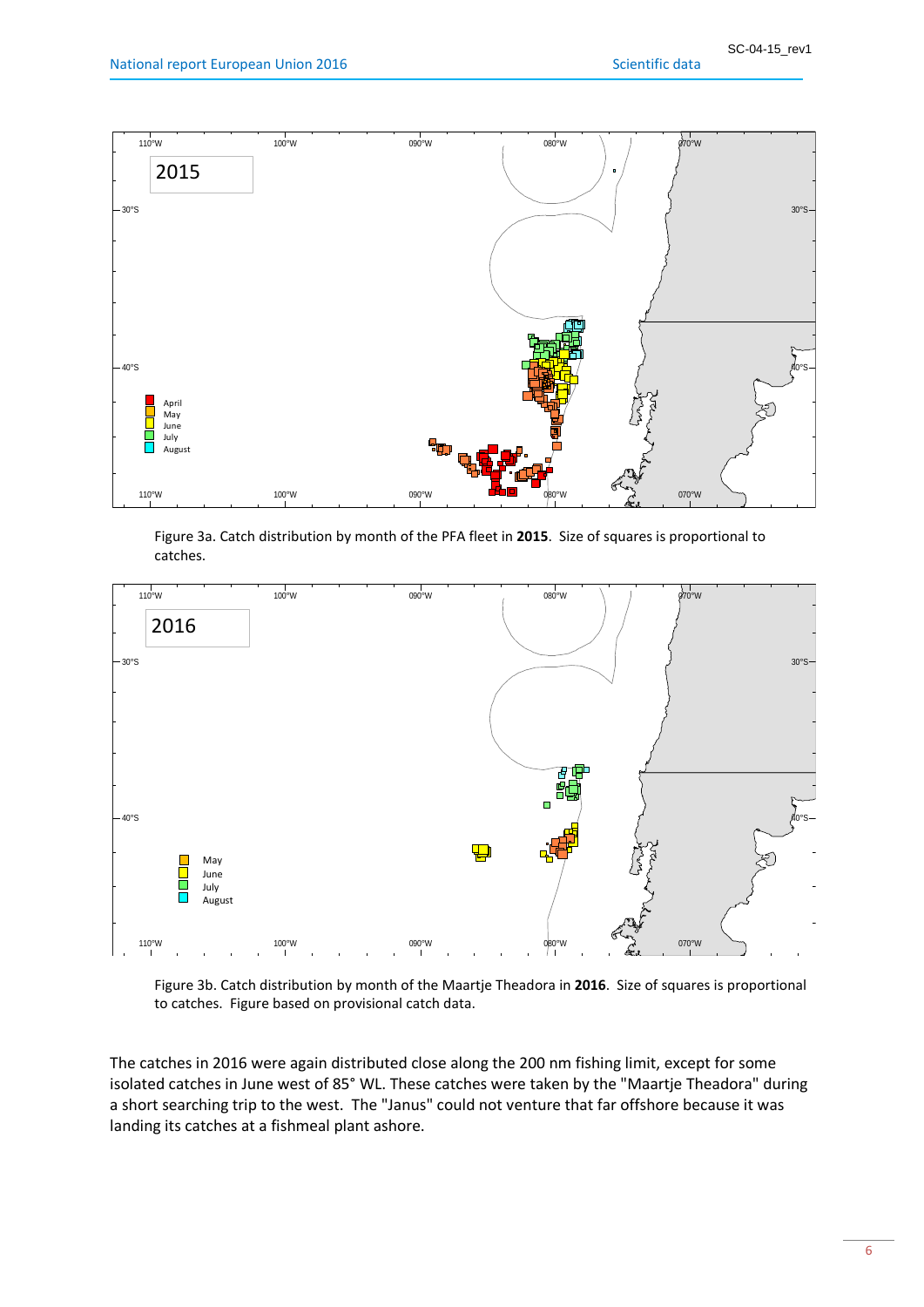Figure 3a. Catch distribution by month of the PFA fleet in **2015**. Size of squares is proportional to catches.

Figure 3b. Catch distribution by month of the Maartje Theadora in **2016**. Size of squares is proportional to catches. Figure based on provisional catch data.

The catches in 2016 were again distributed close along the 200 nm fishing limit, except for some isolated catches in June west of 85° WL. These catches were taken by the "Maartje Theadora" during a short searching trip to the west. The "Janus" could not venture that far offshore because it was landing its catches at a fishmeal plant ashore.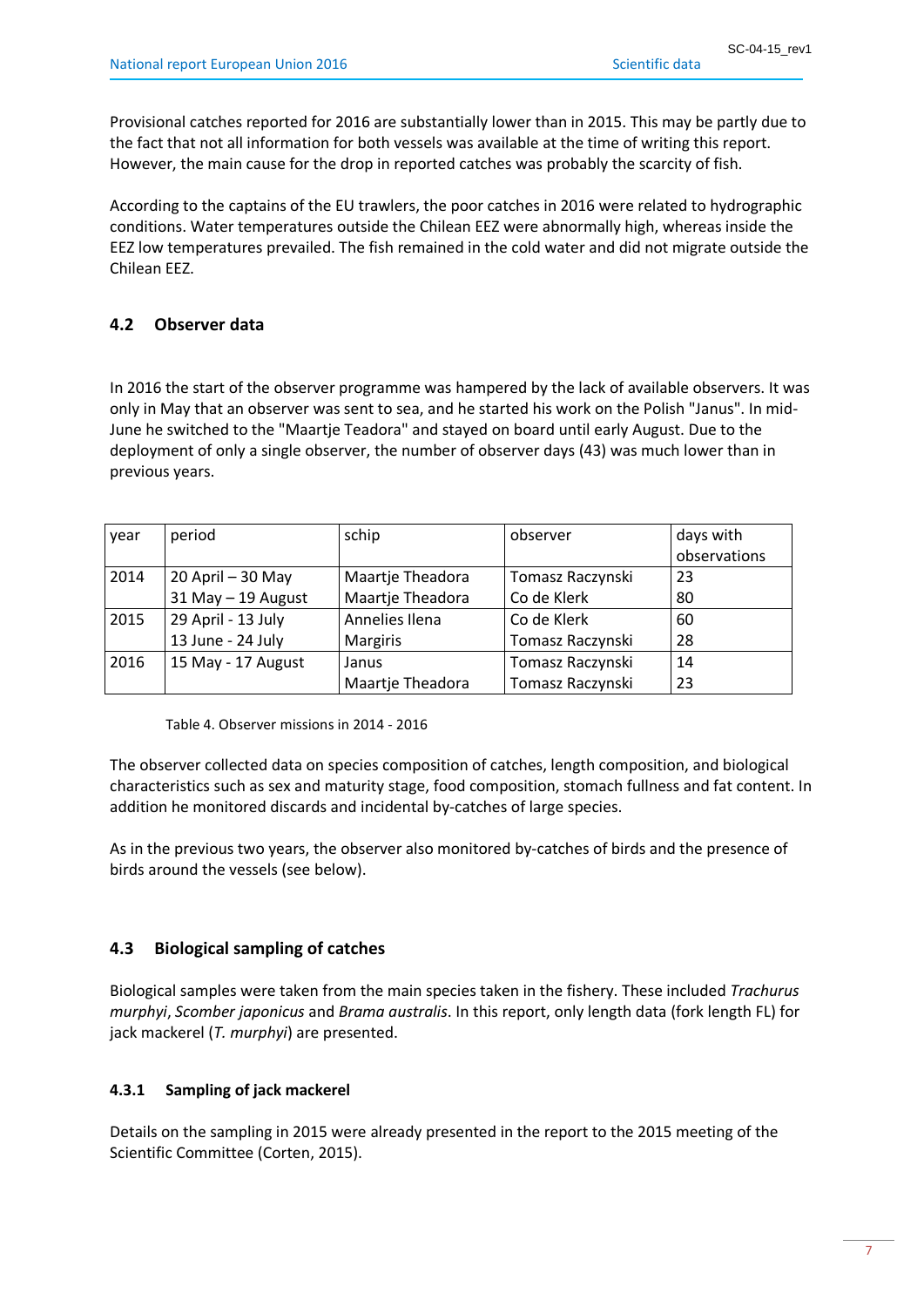Provisional catches reported for 2016 are substantially lower than in 2015. This may be partly due to the fact that not all information for both vessels was available at the time of writing this report. However, the main cause for the drop in reported catches was probably the scarcity of fish.

According to the captains of the EU trawlers, the poor catches in 2016 were related to hydrographic conditions. Water temperatures outside the Chilean EEZ were abnormally high, whereas inside the EEZ low temperatures prevailed. The fish remained in the cold water and did not migrate outside the Chilean EEZ.

## 4.2 Observer data

In 2016 the start of the observer programme was hampered by the lack of available observers. It was only in May that an observer was sent to sea, and he started his work on the Polish "Janus". In mid-June he switched to the "Maartje Teadora" and stayed on board until early August. Due to the deployment of only a single observer, the number of observer days (43) was much lower than in previous years.

| year | period | schip | observer | days with observations |
|---|---|---|---|---|
| 2014 | 20 April – 30 May | Maartje Theadora | Tomasz Raczynski | 23 |
| | 31 May – 19 August | Maartje Theadora | Co de Klerk | 80 |
| 2015 | 29 April - 13 July | Annelies Ilena | Co de Klerk | 60 |
| | 13 June - 24 July | Margiris | Tomasz Raczynski | 28 |
| 2016 | 15 May - 17 August | Janus | Tomasz Raczynski | 14 |
| | | Maartje Theadora | Tomasz Raczynski | 23 |

Table 4. Observer missions in 2014 - 2016

The observer collected data on species composition of catches, length composition, and biological characteristics such as sex and maturity stage, food composition, stomach fullness and fat content. In addition he monitored discards and incidental by-catches of large species.

As in the previous two years, the observer also monitored by-catches of birds and the presence of birds around the vessels (see below).

## 4.3 Biological sampling of catches

Biological samples were taken from the main species taken in the fishery. These included *Trachurus murphyi*, *Scomber japonicus* and *Brama australis*. In this report, only length data (fork length FL) for jack mackerel (*T. murphyi*) are presented.

### 4.3.1 Sampling of jack mackerel

Details on the sampling in 2015 were already presented in the report to the 2015 meeting of the Scientific Committee (Corten, 2015).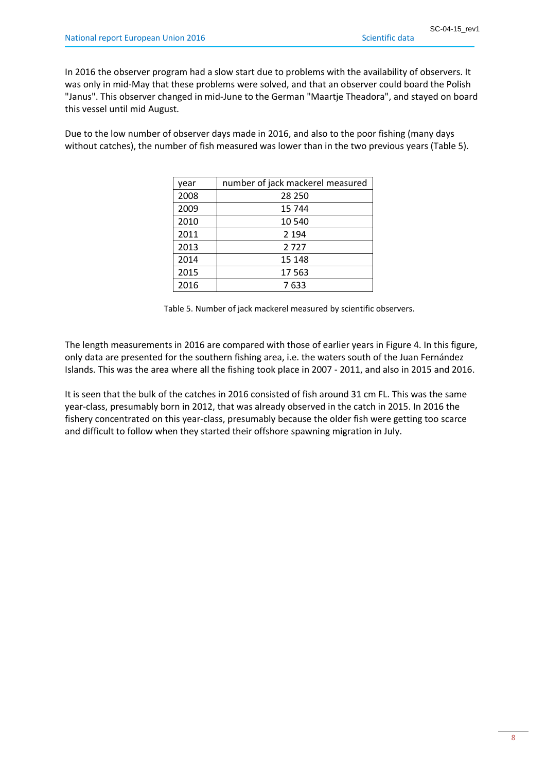In 2016 the observer program had a slow start due to problems with the availability of observers. It was only in mid-May that these problems were solved, and that an observer could board the Polish "Janus". This observer changed in mid-June to the German "Maartje Theadora", and stayed on board this vessel until mid August.

Due to the low number of observer days made in 2016, and also to the poor fishing (many days without catches), the number of fish measured was lower than in the two previous years (Table 5).

| year | number of jack mackerel measured |
|---|---|
| 2008 | 28 250 |
| 2009 | 15 744 |
| 2010 | 10 540 |
| 2011 | 2 194 |
| 2013 | 2 727 |
| 2014 | 15 148 |
| 2015 | 17 563 |
| 2016 | 7 633 |

Table 5. Number of jack mackerel measured by scientific observers.

The length measurements in 2016 are compared with those of earlier years in Figure 4. In this figure, only data are presented for the southern fishing area, i.e. the waters south of the Juan Fernández Islands. This was the area where all the fishing took place in 2007 - 2011, and also in 2015 and 2016.

It is seen that the bulk of the catches in 2016 consisted of fish around 31 cm FL. This was the same year-class, presumably born in 2012, that was already observed in the catch in 2015. In 2016 the fishery concentrated on this year-class, presumably because the older fish were getting too scarce and difficult to follow when they started their offshore spawning migration in July.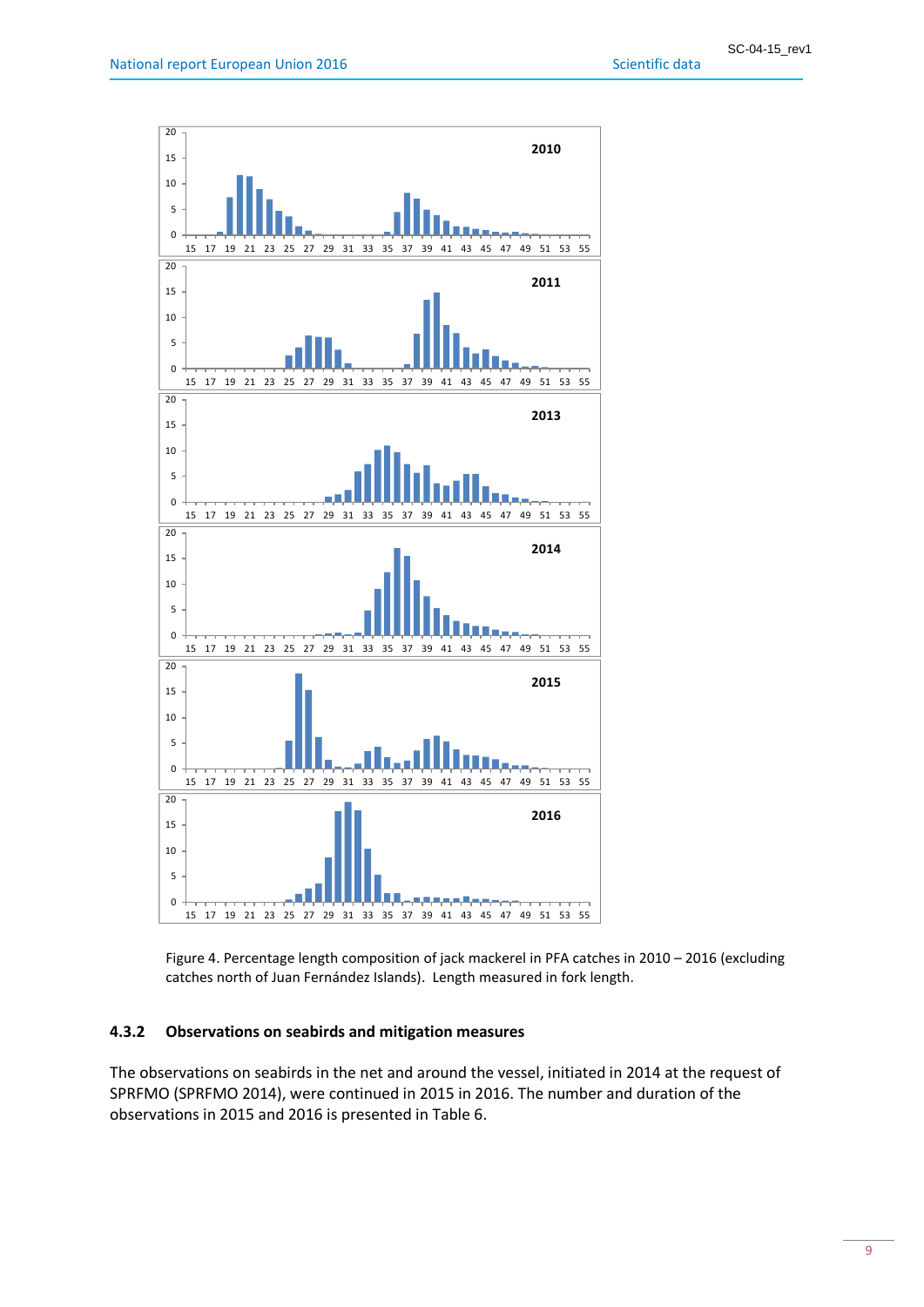Figure 4. Percentage length composition of jack mackerel in PFA catches in 2010 – 2016 (excluding catches north of Juan Fernández Islands). Length measured in fork length.

### 4.3.2 Observations on seabirds and mitigation measures

The observations on seabirds in the net and around the vessel, initiated in 2014 at the request of SPRFMO (SPRFMO 2014), were continued in 2015 in 2016. The number and duration of the observations in 2015 and 2016 is presented in Table 6.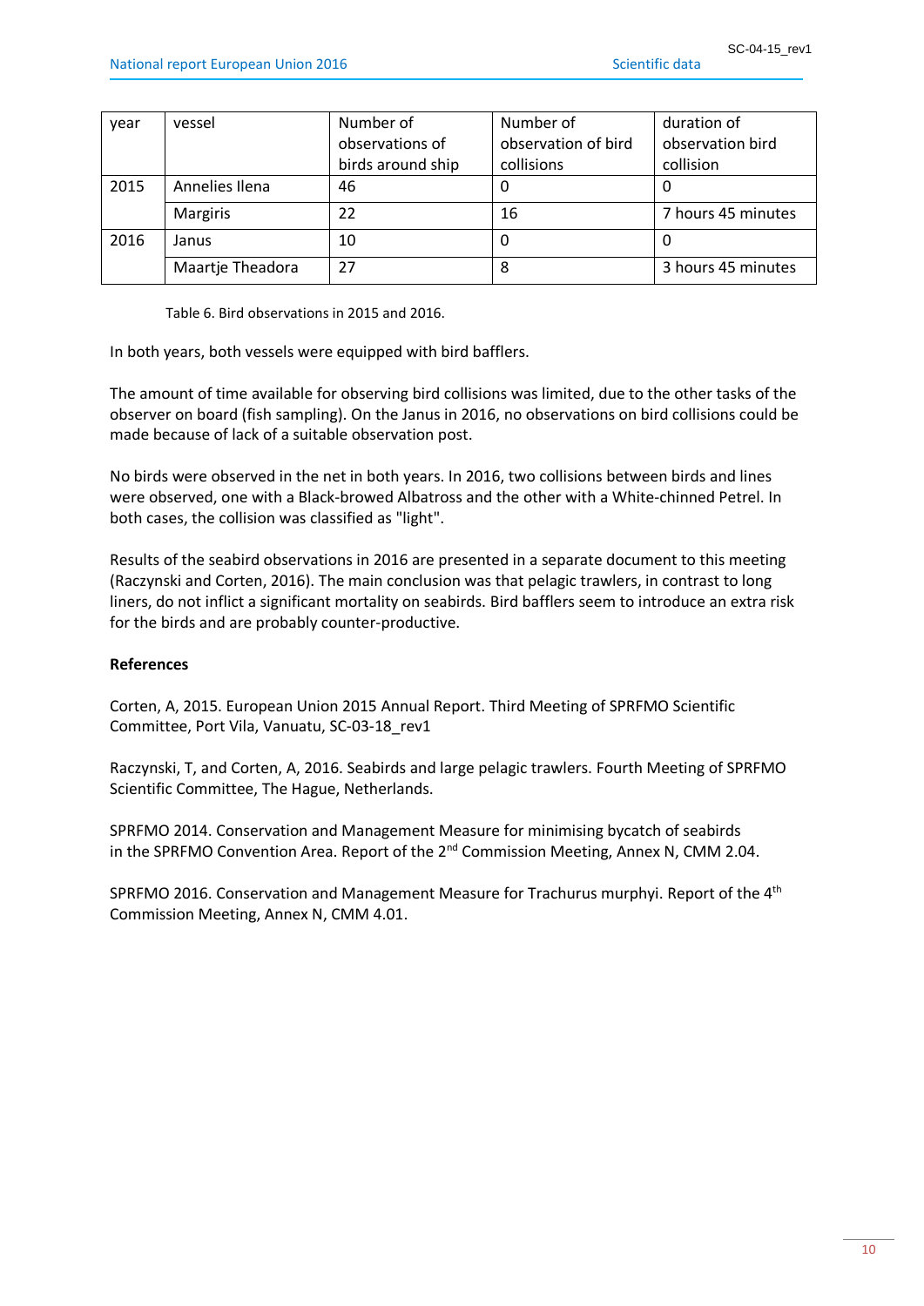| year | vessel | Number of observations of birds around ship | Number of observation of bird collisions | duration of observation bird collision |
|---|---|---|---|---|
| 2015 | Annelies Ilena | 46 | 0 | 0 |
| | Margiris | 22 | 16 | 7 hours 45 minutes |
| 2016 | Janus | 10 | 0 | 0 |
| | Maartje Theadora | 27 | 8 | 3 hours 45 minutes |

Table 6. Bird observations in 2015 and 2016.

In both years, both vessels were equipped with bird bafflers.

The amount of time available for observing bird collisions was limited, due to the other tasks of the observer on board (fish sampling). On the Janus in 2016, no observations on bird collisions could be made because of lack of a suitable observation post.

No birds were observed in the net in both years. In 2016, two collisions between birds and lines were observed, one with a Black-browed Albatross and the other with a White-chinned Petrel. In both cases, the collision was classified as "light".

Results of the seabird observations in 2016 are presented in a separate document to this meeting (Raczynski and Corten, 2016). The main conclusion was that pelagic trawlers, in contrast to long liners, do not inflict a significant mortality on seabirds. Bird bafflers seem to introduce an extra risk for the birds and are probably counter-productive.

**References**

Corten, A, 2015. European Union 2015 Annual Report. Third Meeting of SPRFMO Scientific Committee, Port Vila, Vanuatu, SC-03-18_rev1

Raczynski, T, and Corten, A, 2016. Seabirds and large pelagic trawlers. Fourth Meeting of SPRFMO Scientific Committee, The Hague, Netherlands.

SPRFMO 2014. Conservation and Management Measure for minimising bycatch of seabirds in the SPRFMO Convention Area. Report of the 2nd Commission Meeting, Annex N, CMM 2.04.

SPRFMO 2016. Conservation and Management Measure for Trachurus murphyi. Report of the 4th Commission Meeting, Annex N, CMM 4.01.